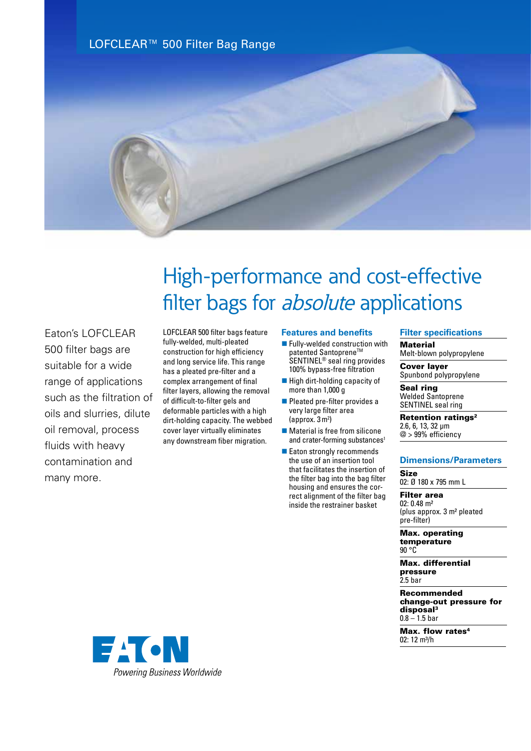LOFCLEAR™ 500 Filter Bag Range

# High-performance and cost-effective filter bags for *absolute* applications

Eaton's LOFCLEAR 500 filter bags are suitable for a wide range of applications such as the filtration of oils and slurries, dilute oil removal, process fluids with heavy contamination and many more.

LOFCLEAR 500 filter bags feature fully-welded, multi-pleated construction for high efficiency and long service life. This range has a pleated pre-filter and a complex arrangement of final filter layers, allowing the removal of difficult-to-filter gels and deformable particles with a high dirt-holding capacity. The webbed cover layer virtually eliminates any downstream fiber migration.

## Features and benefits

- Fully-welded construction with patented Santoprene™ SENTINEL® seal ring provides 100% bypass-free filtration
- High dirt-holding capacity of more than 1,000 g
- Pleated pre-filter provides a very large filter area (approx. 3 m²)
- Material is free from silicone and crater-forming substances[1]
- Eaton strongly recommends the use of an insertion tool that facilitates the insertion of the bag filter into the filter bag housing and ensures the correct alignment of the filter bag inside the restrainer basket

## Filter specifications

**Material**
Melt-blown polypropylene

**Cover layer**
Spunbond polypropylene

**Seal ring**
Welded Santoprene SENTINEL seal ring

**Retention ratings[2]**
2.6, 6, 13, 32 µm
@ > 99% efficiency

## Dimensions/Parameters

**Size**
02: Ø 180 x 795 mm L

**Filter area**
02: 0.48 m²
(plus approx. 3 m² pleated pre-filter)

**Max. operating temperature**
90 °C

**Max. differential pressure**
2.5 bar

**Recommended change-out pressure for disposal[3]**
0.8 – 1.5 bar

**Max. flow rates[4]**
02: 12 m³/h

EATON
*Powering Business Worldwide*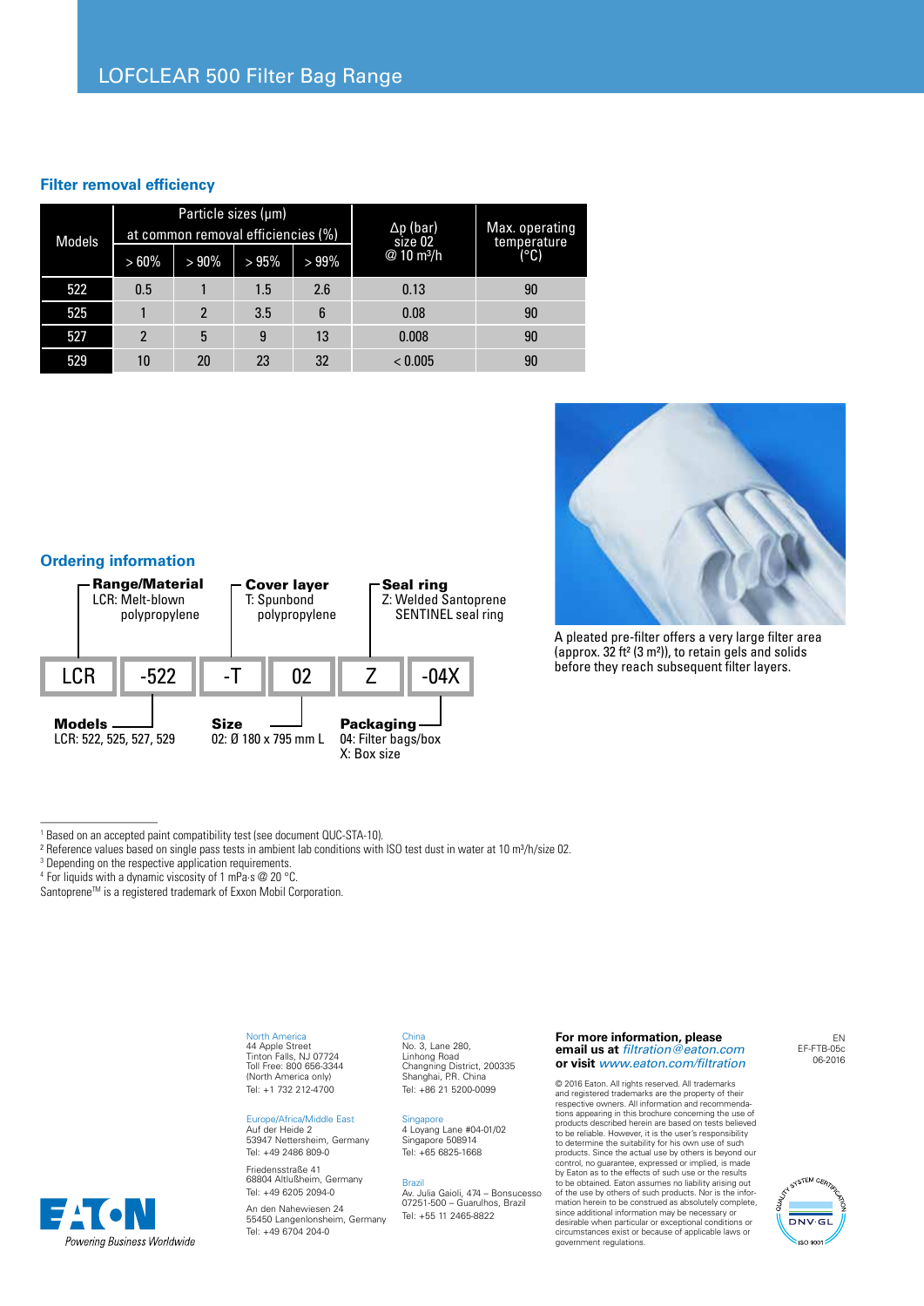# LOFCLEAR 500 Filter Bag Range

## Filter removal efficiency

| Models | Particle sizes (µm) at common removal efficiencies (%) | | | | Δp (bar) size 02 @ 10 m³/h | Max. operating temperature (°C) |
|---|---|---|---|---|---|---|
| | > 60% | > 90% | > 95% | > 99% | | |
| 522 | 0.5 | 1 | 1.5 | 2.6 | 0.13 | 90 |
| 525 | 1 | 2 | 3.5 | 6 | 0.08 | 90 |
| 527 | 2 | 5 | 9 | 13 | 0.008 | 90 |
| 529 | 10 | 20 | 23 | 32 | < 0.005 | 90 |

A pleated pre-filter offers a very large filter area (approx. 32 ft² (3 m²)), to retain gels and solids before they reach subsequent filter layers.

## Ordering information

**Range/Material**
LCR: Melt-blown polypropylene

**Cover layer**
T: Spunbond polypropylene

**Seal ring**
Z: Welded Santoprene SENTINEL seal ring

| LCR | -522 | -T | 02 | Z | -04X |
|---|---|---|---|---|---|

**Models**
LCR: 522, 525, 527, 529

**Size**
02: Ø 180 x 795 mm L

**Packaging**
04: Filter bags/box
X: Box size

---

[1] Based on an accepted paint compatibility test (see document QUC-STA-10).
[2] Reference values based on single pass tests in ambient lab conditions with ISO test dust in water at 10 m³/h/size 02.
[3] Depending on the respective application requirements.
[4] For liquids with a dynamic viscosity of 1 mPa·s @ 20 °C.
Santoprene™ is a registered trademark of Exxon Mobil Corporation.

North America
44 Apple Street
Tinton Falls, NJ 07724
Toll Free: 800 656-3344
(North America only)
Tel: +1 732 212-4700

Europe/Africa/Middle East
Auf der Heide 2
53947 Nettersheim, Germany
Tel: +49 2486 809-0

Friedensstraße 41
68804 Altlußheim, Germany
Tel: +49 6205 2094-0

An den Nahewiesen 24
55450 Langenlonsheim, Germany
Tel: +49 6704 204-0

China
No. 3, Lane 280,
Linhong Road
Changning District, 200335
Shanghai, P.R. China
Tel: +86 21 5200-0099

Singapore
4 Loyang Lane #04-01/02
Singapore 508914
Tel: +65 6825-1668

Brazil
Av. Julia Gaioli, 474 – Bonsucesso
07251-500 – Guarulhos, Brazil
Tel: +55 11 2465-8822

**For more information, please email us at** *filtration@eaton.com* **or visit** *www.eaton.com/filtration*

© 2016 Eaton. All rights reserved. All trademarks and registered trademarks are the property of their respective owners. All information and recommendations appearing in this brochure concerning the use of products described herein are based on tests believed to be reliable. However, it is the user's responsibility to determine the suitability for his own use of such products. Since the actual use by others is beyond our control, no guarantee, expressed or implied, is made by Eaton as to the effects of such use or the results to be obtained. Eaton assumes no liability arising out of the use by others of such products. Nor is the information herein to be construed as absolutely complete, since additional information may be necessary or desirable when particular or exceptional conditions or circumstances exist or because of applicable laws or government regulations.

EN
EF-FTB-05c
06-2016

EATON
*Powering Business Worldwide*